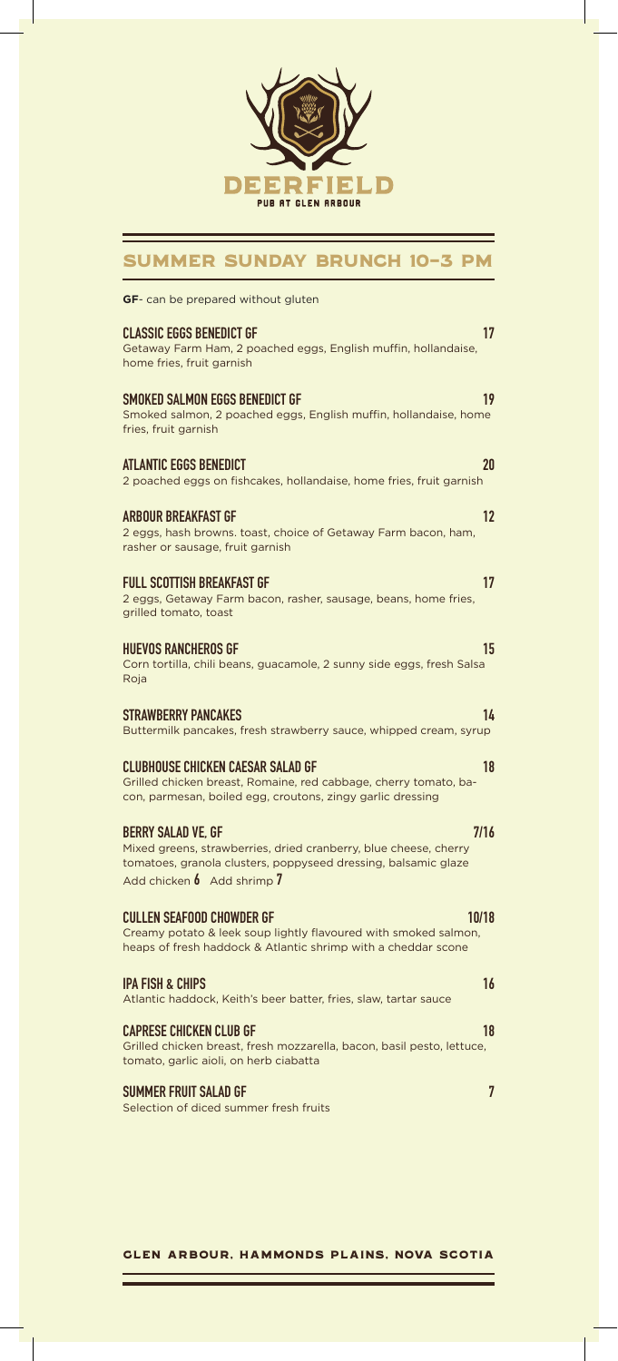# DEERFIELD

PUB AT GLEN ARBOUR

## SUMMER SUNDAY BRUNCH 10-3 PM

**GF**- can be prepared without gluten

**CLASSIC EGGS BENEDICT GF** **17**
Getaway Farm Ham, 2 poached eggs, English muffin, hollandaise, home fries, fruit garnish

**SMOKED SALMON EGGS BENEDICT GF** **19**
Smoked salmon, 2 poached eggs, English muffin, hollandaise, home fries, fruit garnish

**ATLANTIC EGGS BENEDICT** **20**
2 poached eggs on fishcakes, hollandaise, home fries, fruit garnish

**ARBOUR BREAKFAST GF** **12**
2 eggs, hash browns. toast, choice of Getaway Farm bacon, ham, rasher or sausage, fruit garnish

**FULL SCOTTISH BREAKFAST GF** **17**
2 eggs, Getaway Farm bacon, rasher, sausage, beans, home fries, grilled tomato, toast

**HUEVOS RANCHEROS GF** **15**
Corn tortilla, chili beans, guacamole, 2 sunny side eggs, fresh Salsa Roja

**STRAWBERRY PANCAKES** **14**
Buttermilk pancakes, fresh strawberry sauce, whipped cream, syrup

**CLUBHOUSE CHICKEN CAESAR SALAD GF** **18**
Grilled chicken breast, Romaine, red cabbage, cherry tomato, bacon, parmesan, boiled egg, croutons, zingy garlic dressing

**BERRY SALAD VE, GF** **7/16**
Mixed greens, strawberries, dried cranberry, blue cheese, cherry tomatoes, granola clusters, poppyseed dressing, balsamic glaze
Add chicken **6** Add shrimp **7**

**CULLEN SEAFOOD CHOWDER GF** **10/18**
Creamy potato & leek soup lightly flavoured with smoked salmon, heaps of fresh haddock & Atlantic shrimp with a cheddar scone

**IPA FISH & CHIPS** **16**
Atlantic haddock, Keith's beer batter, fries, slaw, tartar sauce

**CAPRESE CHICKEN CLUB GF** **18**
Grilled chicken breast, fresh mozzarella, bacon, basil pesto, lettuce, tomato, garlic aioli, on herb ciabatta

**SUMMER FRUIT SALAD GF** **7**
Selection of diced summer fresh fruits

GLEN ARBOUR, HAMMONDS PLAINS, NOVA SCOTIA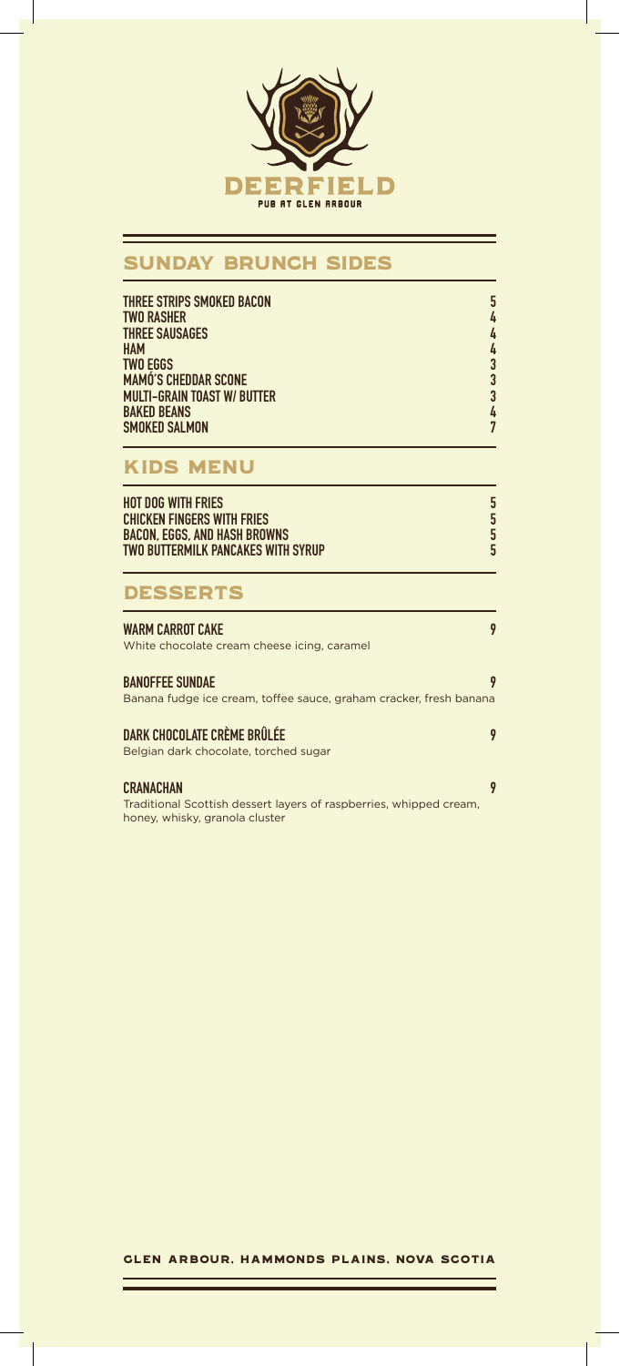# DEERFIELD

PUB AT GLEN ARBOUR

## SUNDAY BRUNCH SIDES

| | |
|---|---|
| THREE STRIPS SMOKED BACON | 5 |
| TWO RASHER | 4 |
| THREE SAUSAGES | 4 |
| HAM | 4 |
| TWO EGGS | 3 |
| MAMÓ'S CHEDDAR SCONE | 3 |
| MULTI-GRAIN TOAST W/ BUTTER | 3 |
| BAKED BEANS | 4 |
| SMOKED SALMON | 7 |

## KIDS MENU

| | |
|---|---|
| HOT DOG WITH FRIES | 5 |
| CHICKEN FINGERS WITH FRIES | 5 |
| BACON, EGGS, AND HASH BROWNS | 5 |
| TWO BUTTERMILK PANCAKES WITH SYRUP | 5 |

## DESSERTS

**WARM CARROT CAKE** 9
White chocolate cream cheese icing, caramel

**BANOFFEE SUNDAE** 9
Banana fudge ice cream, toffee sauce, graham cracker, fresh banana

**DARK CHOCOLATE CRÈME BRÛLÉE** 9
Belgian dark chocolate, torched sugar

**CRANACHAN** 9
Traditional Scottish dessert layers of raspberries, whipped cream, honey, whisky, granola cluster

GLEN ARBOUR, HAMMONDS PLAINS, NOVA SCOTIA